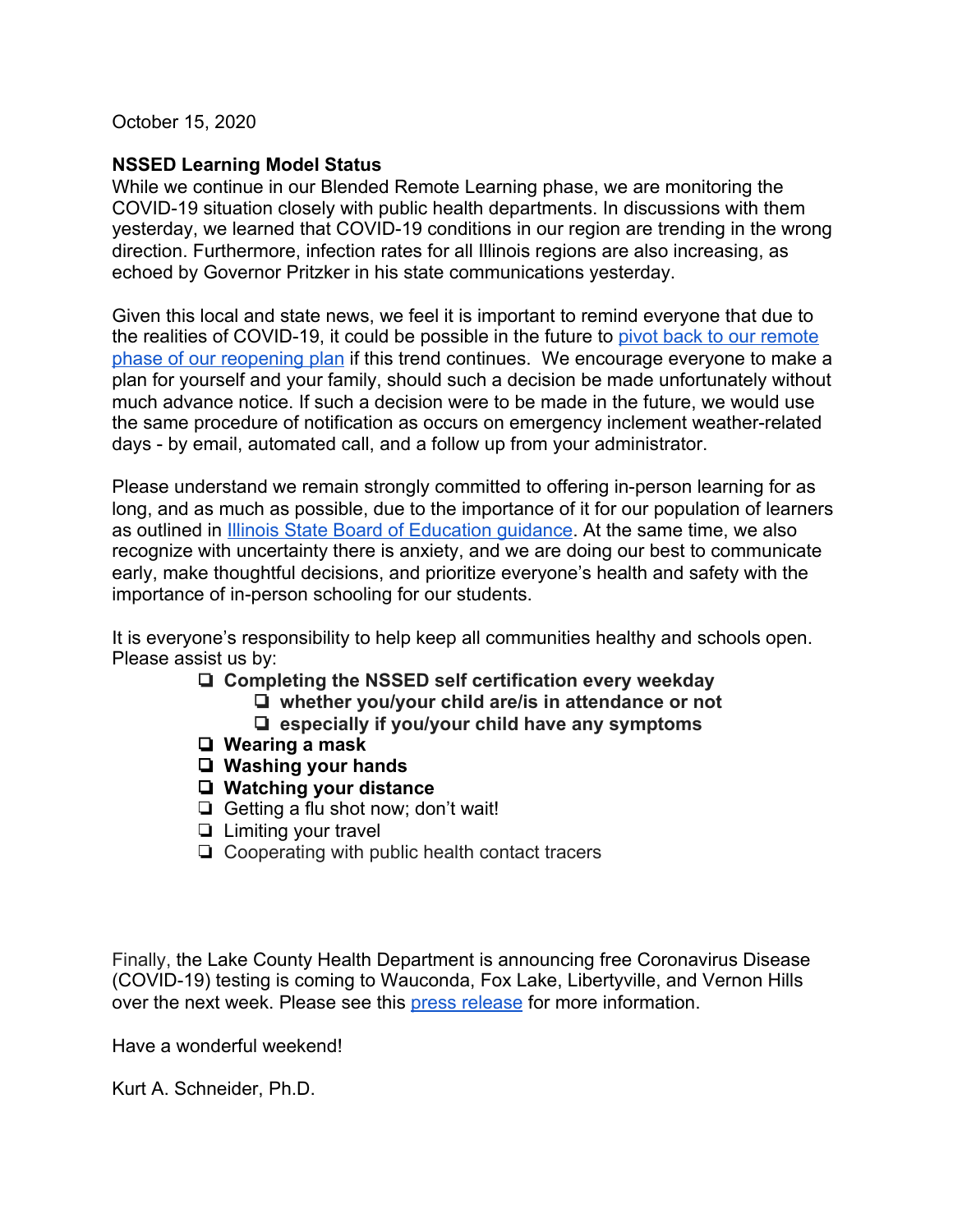October 15, 2020

**NSSED Learning Model Status**

While we continue in our Blended Remote Learning phase, we are monitoring the COVID-19 situation closely with public health departments. In discussions with them yesterday, we learned that COVID-19 conditions in our region are trending in the wrong direction. Furthermore, infection rates for all Illinois regions are also increasing, as echoed by Governor Pritzker in his state communications yesterday.

Given this local and state news, we feel it is important to remind everyone that due to the realities of COVID-19, it could be possible in the future to pivot back to our remote phase of our reopening plan if this trend continues. We encourage everyone to make a plan for yourself and your family, should such a decision be made unfortunately without much advance notice. If such a decision were to be made in the future, we would use the same procedure of notification as occurs on emergency inclement weather-related days - by email, automated call, and a follow up from your administrator.

Please understand we remain strongly committed to offering in-person learning for as long, and as much as possible, due to the importance of it for our population of learners as outlined in Illinois State Board of Education guidance. At the same time, we also recognize with uncertainty there is anxiety, and we are doing our best to communicate early, make thoughtful decisions, and prioritize everyone's health and safety with the importance of in-person schooling for our students.

It is everyone's responsibility to help keep all communities healthy and schools open. Please assist us by:

- [ ] **Completing the NSSED self certification every weekday**
    - [ ] **whether you/your child are/is in attendance or not**
    - [ ] **especially if you/your child have any symptoms**
- [ ] **Wearing a mask**
- [ ] **Washing your hands**
- [ ] **Watching your distance**
- [ ] Getting a flu shot now; don't wait!
- [ ] Limiting your travel
- [ ] Cooperating with public health contact tracers

Finally, the Lake County Health Department is announcing free Coronavirus Disease (COVID-19) testing is coming to Wauconda, Fox Lake, Libertyville, and Vernon Hills over the next week. Please see this press release for more information.

Have a wonderful weekend!

Kurt A. Schneider, Ph.D.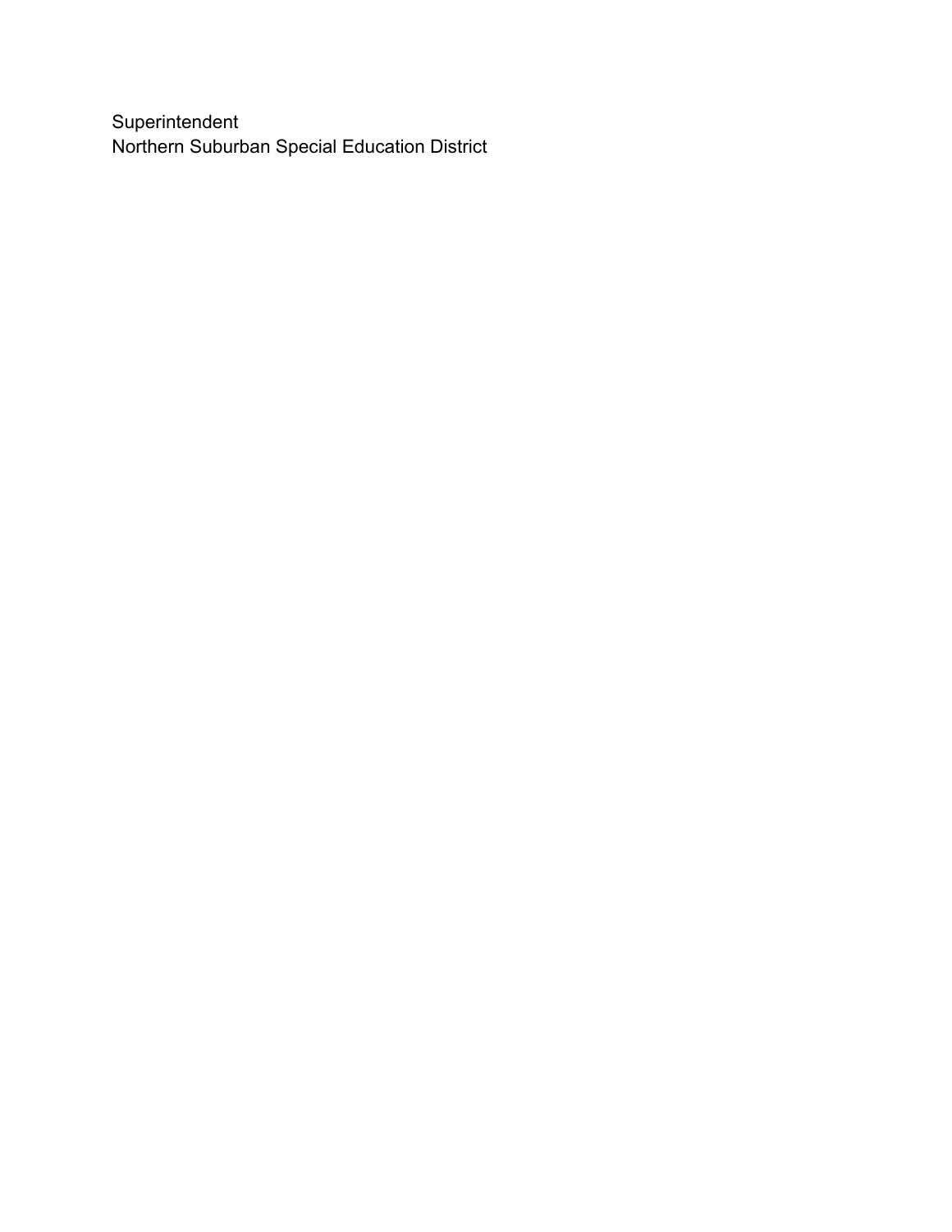Superintendent
Northern Suburban Special Education District